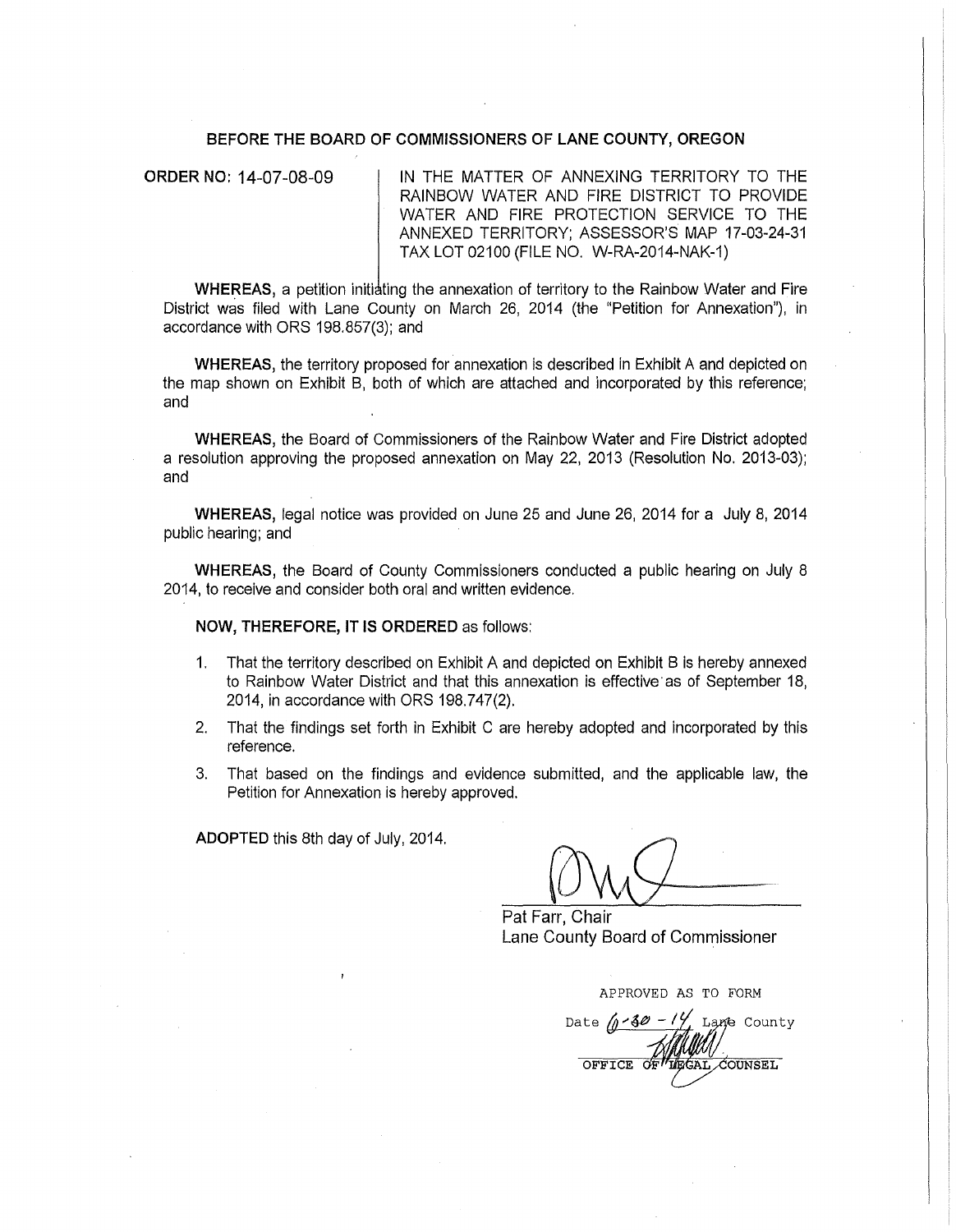## BEFORE THE BOARD OF COMMISSIONERS OF LANE COUNTY, OREGON

**ORDER NO:** 14-07-08-09

IN THE MATTER OF ANNEXING TERRITORY TO THE RAINBOW WATER AND FIRE DISTRICT TO PROVIDE WATER AND FIRE PROTECTION SERVICE TO THE ANNEXED TERRITORY; ASSESSOR'S MAP 17-03-24-31 TAX LOT 02100 (FILE NO. W-RA-2014-NAK-1)

**WHEREAS,** a petition initiating the annexation of territory to the Rainbow Water and Fire District was filed with Lane County on March 26, 2014 (the "Petition for Annexation"), in accordance with ORS 198.857(3); and

**WHEREAS,** the territory proposed for annexation is described in Exhibit A and depicted on the map shown on Exhibit B, both of which are attached and incorporated by this reference; and

**WHEREAS,** the Board of Commissioners of the Rainbow Water and Fire District adopted a resolution approving the proposed annexation on May 22, 2013 (Resolution No. 2013-03); and

**WHEREAS,** legal notice was provided on June 25 and June 26, 2014 for a July 8, 2014 public hearing; and

**WHEREAS,** the Board of County Commissioners conducted a public hearing on July 8 2014, to receive and consider both oral and written evidence.

**NOW, THEREFORE, IT IS ORDERED** as follows:

1. That the territory described on Exhibit A and depicted on Exhibit B is hereby annexed to Rainbow Water District and that this annexation is effective as of September 18, 2014, in accordance with ORS 198.747(2).
2. That the findings set forth in Exhibit C are hereby adopted and incorporated by this reference.
3. That based on the findings and evidence submitted, and the applicable law, the Petition for Annexation is hereby approved.

**ADOPTED** this 8th day of July, 2014.

Pat Farr, Chair
Lane County Board of Commissioner

APPROVED AS TO FORM
Date 6-30-14 Lane County
OFFICE OF LEGAL COUNSEL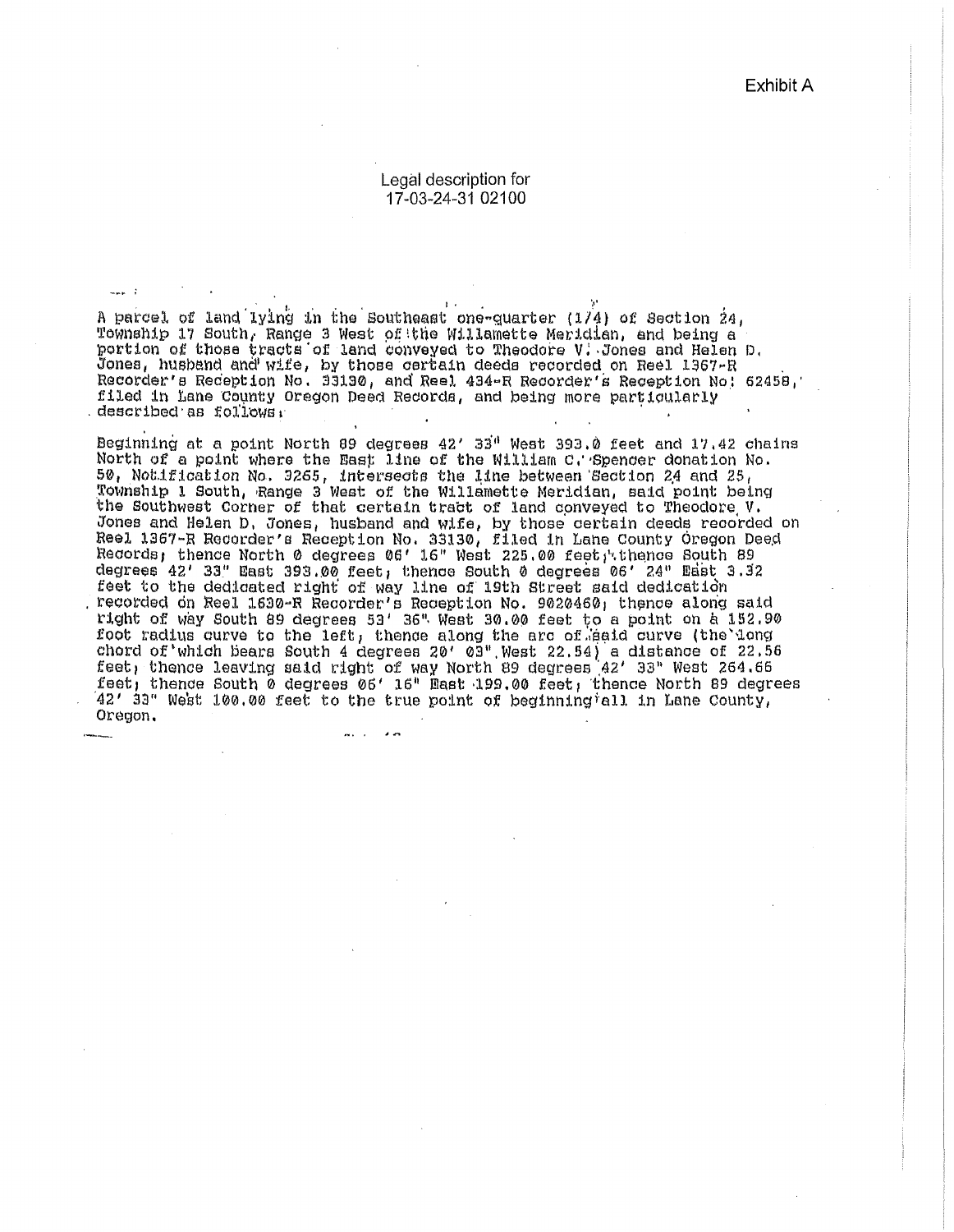Exhibit A

Legal description for
17-03-24-31 02100

A parcel of land lying in the Southeast one-quarter (1/4) of Section 24, Township 17 South, Range 3 West of the Willamette Meridian, and being a portion of those tracts of land conveyed to Theodore V. Jones and Helen D. Jones, husband and wife, by those certain deeds recorded on Reel 1367-R Recorder's Reception No. 33130, and Reel 434-R Recorder's Reception No: 62458, filed in Lane County Oregon Deed Records, and being more particularly described as follows:

Beginning at a point North 89 degrees 42' 33" West 393.0 feet and 17.42 chains North of a point where the East line of the William C. Spencer donation No. 50, Notification No. 3265, intersects the line between Section 24 and 25, Township 1 South, Range 3 West of the Willamette Meridian, said point being the Southwest Corner of that certain tract of land conveyed to Theodore V. Jones and Helen D. Jones, husband and wife, by those certain deeds recorded on Reel 1367-R Recorder's Reception No. 33130, filed in Lane County Oregon Deed Records; thence North 0 degrees 06' 16" West 225.00 feet; thence South 89 degrees 42' 33" East 393.00 feet; thence South 0 degrees 06' 24" East 3.32 feet to the dedicated right of way line of 19th Street said dedication recorded on Reel 1630-R Recorder's Reception No. 9020460; thence along said right of way South 89 degrees 53' 36" West 30.00 feet to a point on a 152.90 foot radius curve to the left; thence along the arc of said curve (the long chord of which bears South 4 degrees 20' 03" West 22.54) a distance of 22.56 feet; thence leaving said right of way North 89 degrees 42' 33" West 264.66 feet; thence South 0 degrees 06' 16" East 199.00 feet; thence North 89 degrees 42' 33" West 100.00 feet to the true point of beginning all in Lane County, Oregon.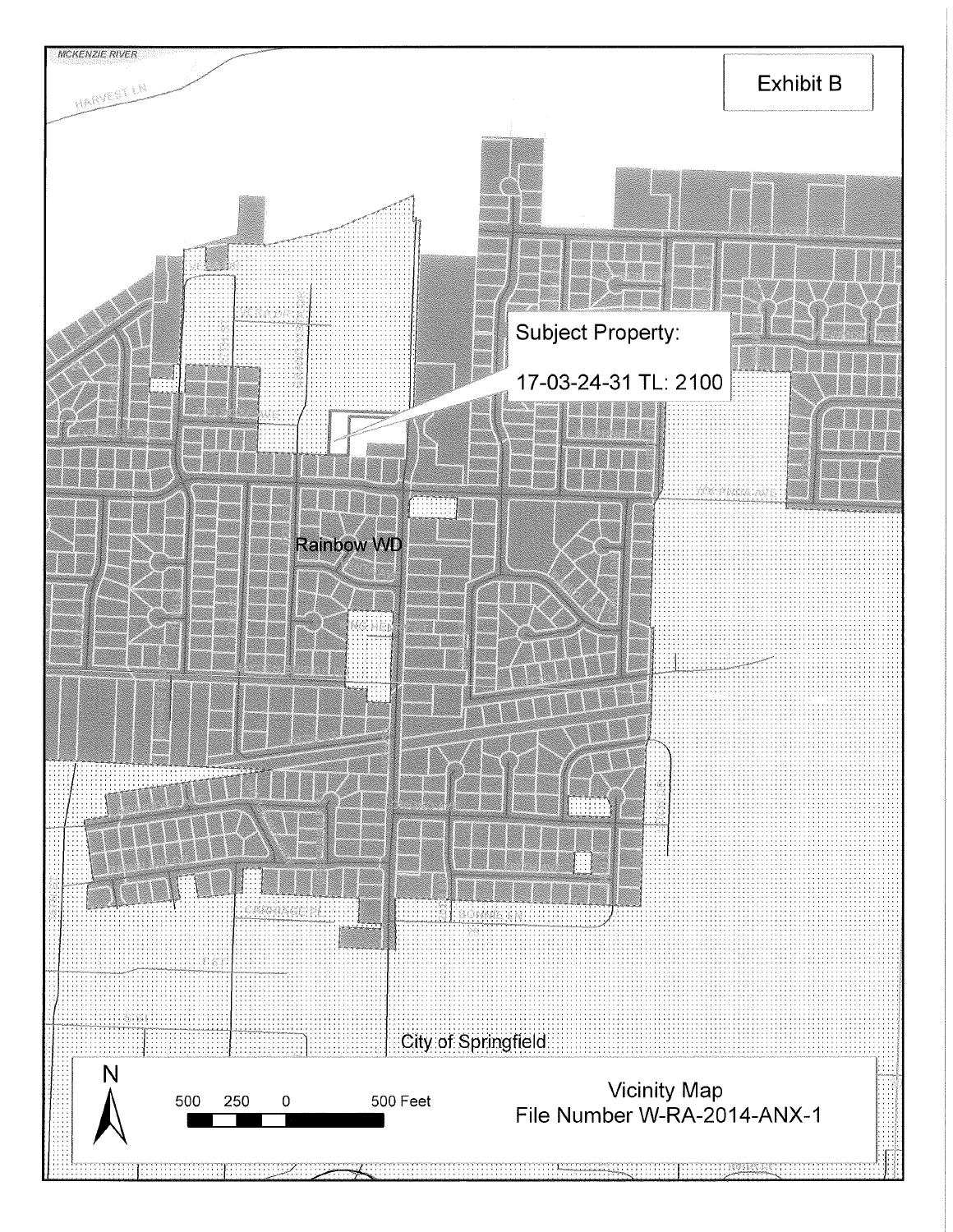Exhibit B

Subject Property:

17-03-24-31 TL: 2100

Rainbow WD

City of Springfield

Vicinity Map
File Number W-RA-2014-ANX-1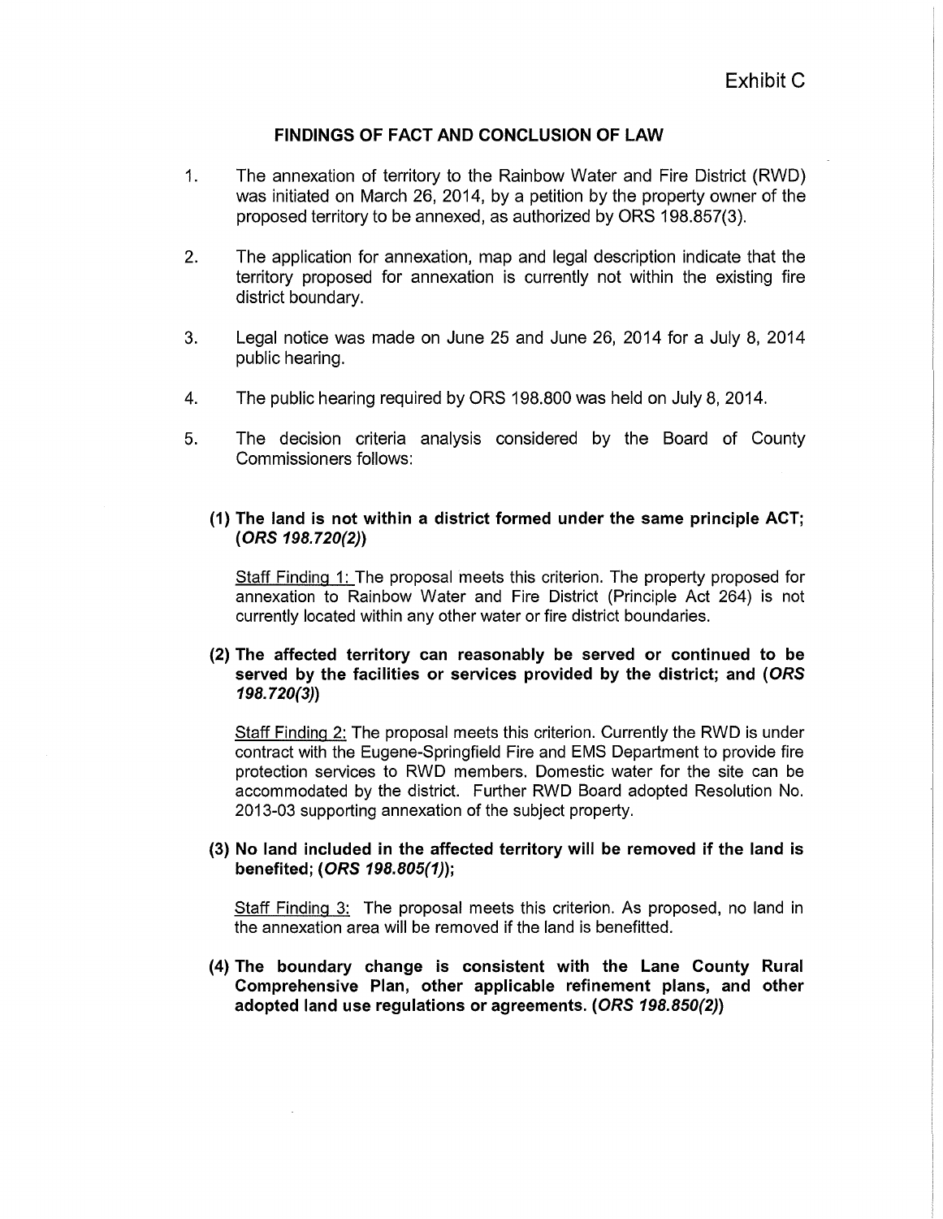Exhibit C

## FINDINGS OF FACT AND CONCLUSION OF LAW

1. The annexation of territory to the Rainbow Water and Fire District (RWD) was initiated on March 26, 2014, by a petition by the property owner of the proposed territory to be annexed, as authorized by ORS 198.857(3).

2. The application for annexation, map and legal description indicate that the territory proposed for annexation is currently not within the existing fire district boundary.

3. Legal notice was made on June 25 and June 26, 2014 for a July 8, 2014 public hearing.

4. The public hearing required by ORS 198.800 was held on July 8, 2014.

5. The decision criteria analysis considered by the Board of County Commissioners follows:

   **(1) The land is not within a district formed under the same principle ACT; (*ORS 198.720(2)*)**

   Staff Finding 1: The proposal meets this criterion. The property proposed for annexation to Rainbow Water and Fire District (Principle Act 264) is not currently located within any other water or fire district boundaries.

   **(2) The affected territory can reasonably be served or continued to be served by the facilities or services provided by the district; and (*ORS 198.720(3)*)**

   Staff Finding 2: The proposal meets this criterion. Currently the RWD is under contract with the Eugene-Springfield Fire and EMS Department to provide fire protection services to RWD members. Domestic water for the site can be accommodated by the district. Further RWD Board adopted Resolution No. 2013-03 supporting annexation of the subject property.

   **(3) No land included in the affected territory will be removed if the land is benefited; (*ORS 198.805(1)*);**

   Staff Finding 3: The proposal meets this criterion. As proposed, no land in the annexation area will be removed if the land is benefitted.

   **(4) The boundary change is consistent with the Lane County Rural Comprehensive Plan, other applicable refinement plans, and other adopted land use regulations or agreements. (*ORS 198.850(2)*)**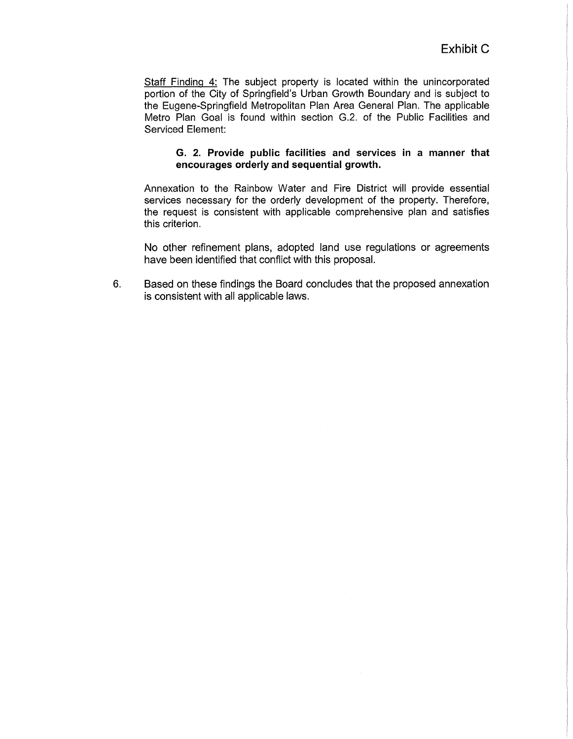Exhibit C

Staff Finding 4: The subject property is located within the unincorporated portion of the City of Springfield's Urban Growth Boundary and is subject to the Eugene-Springfield Metropolitan Plan Area General Plan. The applicable Metro Plan Goal is found within section G.2. of the Public Facilities and Serviced Element:

> **G. 2. Provide public facilities and services in a manner that encourages orderly and sequential growth.**

Annexation to the Rainbow Water and Fire District will provide essential services necessary for the orderly development of the property. Therefore, the request is consistent with applicable comprehensive plan and satisfies this criterion.

No other refinement plans, adopted land use regulations or agreements have been identified that conflict with this proposal.

6. Based on these findings the Board concludes that the proposed annexation is consistent with all applicable laws.